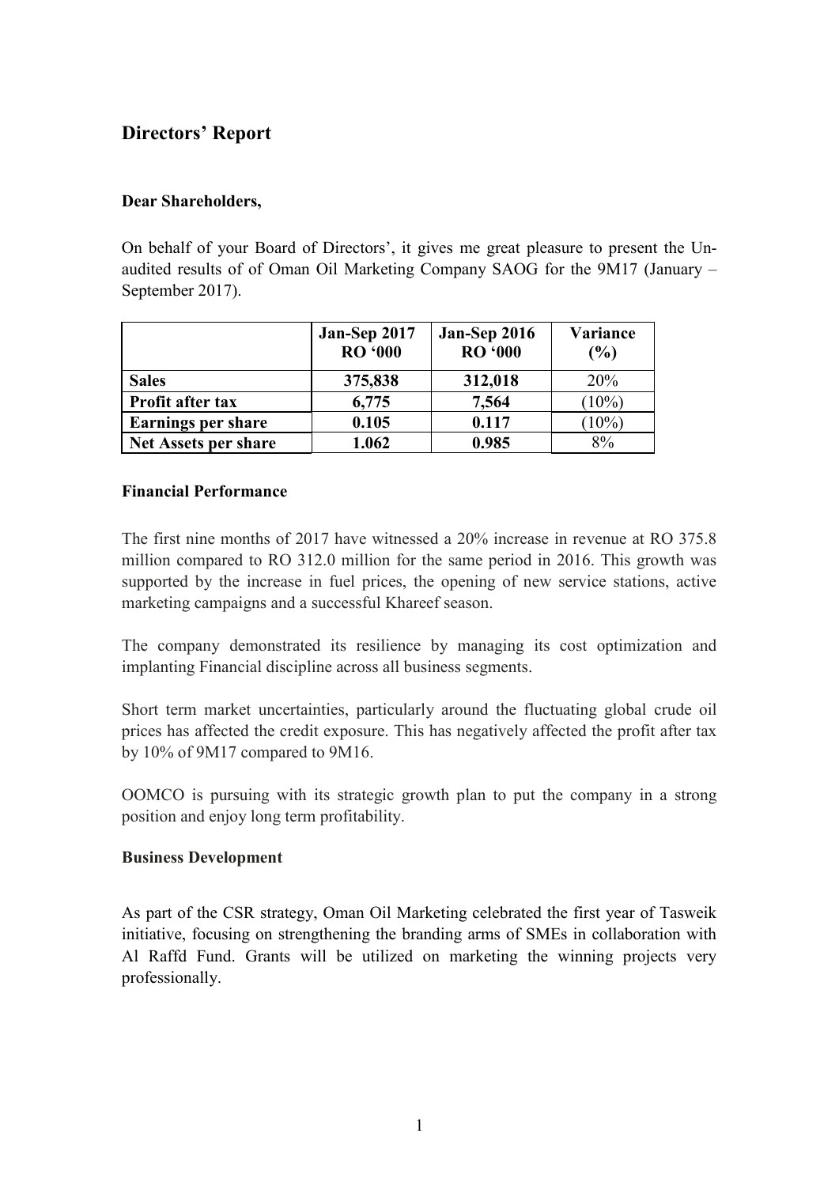# Directors' Report

**Dear Shareholders,**

On behalf of your Board of Directors', it gives me great pleasure to present the Un-audited results of of Oman Oil Marketing Company SAOG for the 9M17 (January – September 2017).

| | Jan-Sep 2017 RO '000 | Jan-Sep 2016 RO '000 | Variance (%) |
|---|---|---|---|
| **Sales** | **375,838** | **312,018** | 20% |
| **Profit after tax** | **6,775** | **7,564** | (10%) |
| **Earnings per share** | **0.105** | **0.117** | (10%) |
| **Net Assets per share** | **1.062** | **0.985** | 8% |

**Financial Performance**

The first nine months of 2017 have witnessed a 20% increase in revenue at RO 375.8 million compared to RO 312.0 million for the same period in 2016. This growth was supported by the increase in fuel prices, the opening of new service stations, active marketing campaigns and a successful Khareef season.

The company demonstrated its resilience by managing its cost optimization and implanting Financial discipline across all business segments.

Short term market uncertainties, particularly around the fluctuating global crude oil prices has affected the credit exposure. This has negatively affected the profit after tax by 10% of 9M17 compared to 9M16.

OOMCO is pursuing with its strategic growth plan to put the company in a strong position and enjoy long term profitability.

**Business Development**

As part of the CSR strategy, Oman Oil Marketing celebrated the first year of Tasweik initiative, focusing on strengthening the branding arms of SMEs in collaboration with Al Raffd Fund. Grants will be utilized on marketing the winning projects very professionally.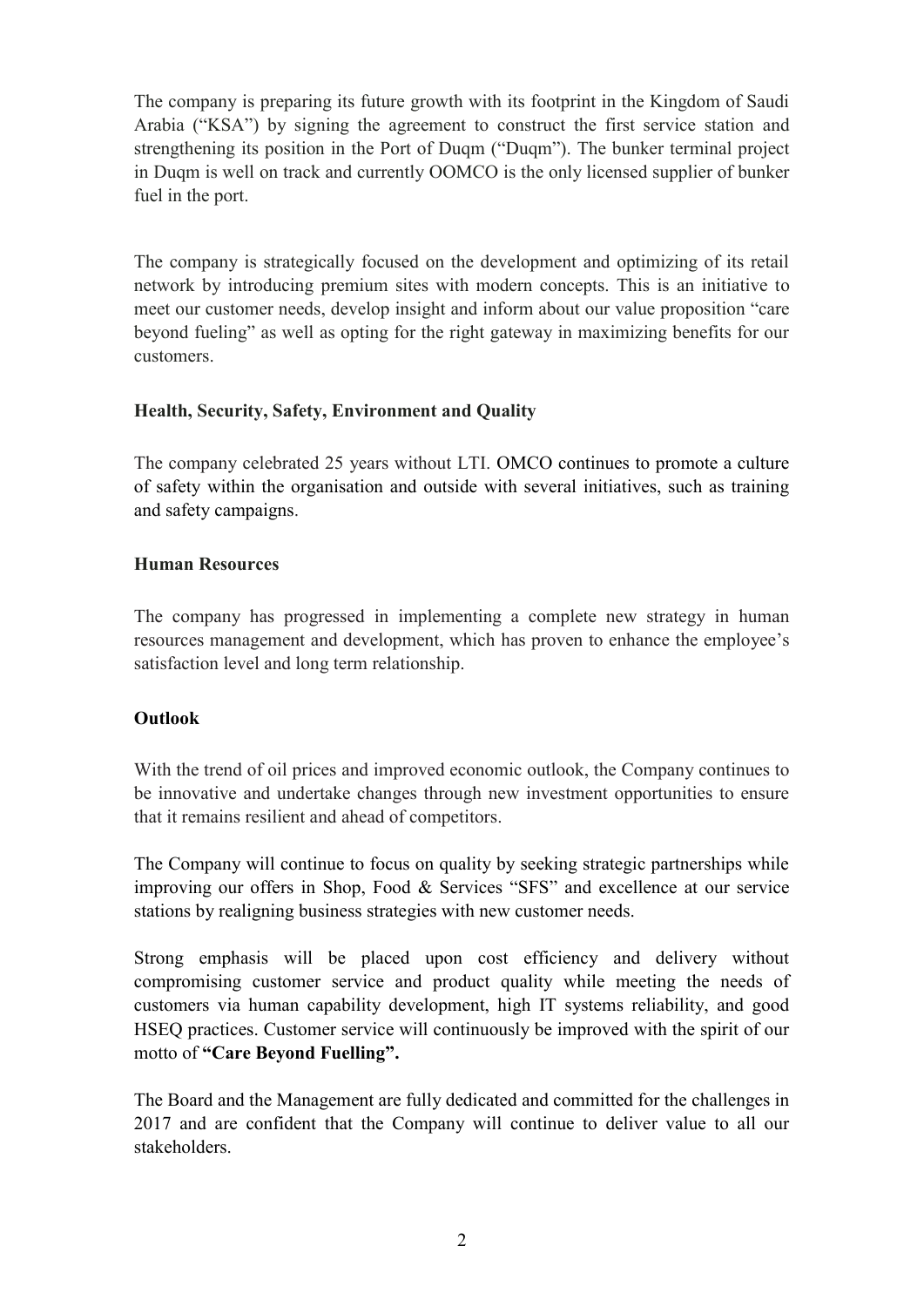The company is preparing its future growth with its footprint in the Kingdom of Saudi Arabia ("KSA") by signing the agreement to construct the first service station and strengthening its position in the Port of Duqm ("Duqm"). The bunker terminal project in Duqm is well on track and currently OOMCO is the only licensed supplier of bunker fuel in the port.

The company is strategically focused on the development and optimizing of its retail network by introducing premium sites with modern concepts. This is an initiative to meet our customer needs, develop insight and inform about our value proposition "care beyond fueling" as well as opting for the right gateway in maximizing benefits for our customers.

**Health, Security, Safety, Environment and Quality**

The company celebrated 25 years without LTI. OMCO continues to promote a culture of safety within the organisation and outside with several initiatives, such as training and safety campaigns.

**Human Resources**

The company has progressed in implementing a complete new strategy in human resources management and development, which has proven to enhance the employee's satisfaction level and long term relationship.

**Outlook**

With the trend of oil prices and improved economic outlook, the Company continues to be innovative and undertake changes through new investment opportunities to ensure that it remains resilient and ahead of competitors.

The Company will continue to focus on quality by seeking strategic partnerships while improving our offers in Shop, Food & Services "SFS" and excellence at our service stations by realigning business strategies with new customer needs.

Strong emphasis will be placed upon cost efficiency and delivery without compromising customer service and product quality while meeting the needs of customers via human capability development, high IT systems reliability, and good HSEQ practices. Customer service will continuously be improved with the spirit of our motto of **"Care Beyond Fuelling".**

The Board and the Management are fully dedicated and committed for the challenges in 2017 and are confident that the Company will continue to deliver value to all our stakeholders.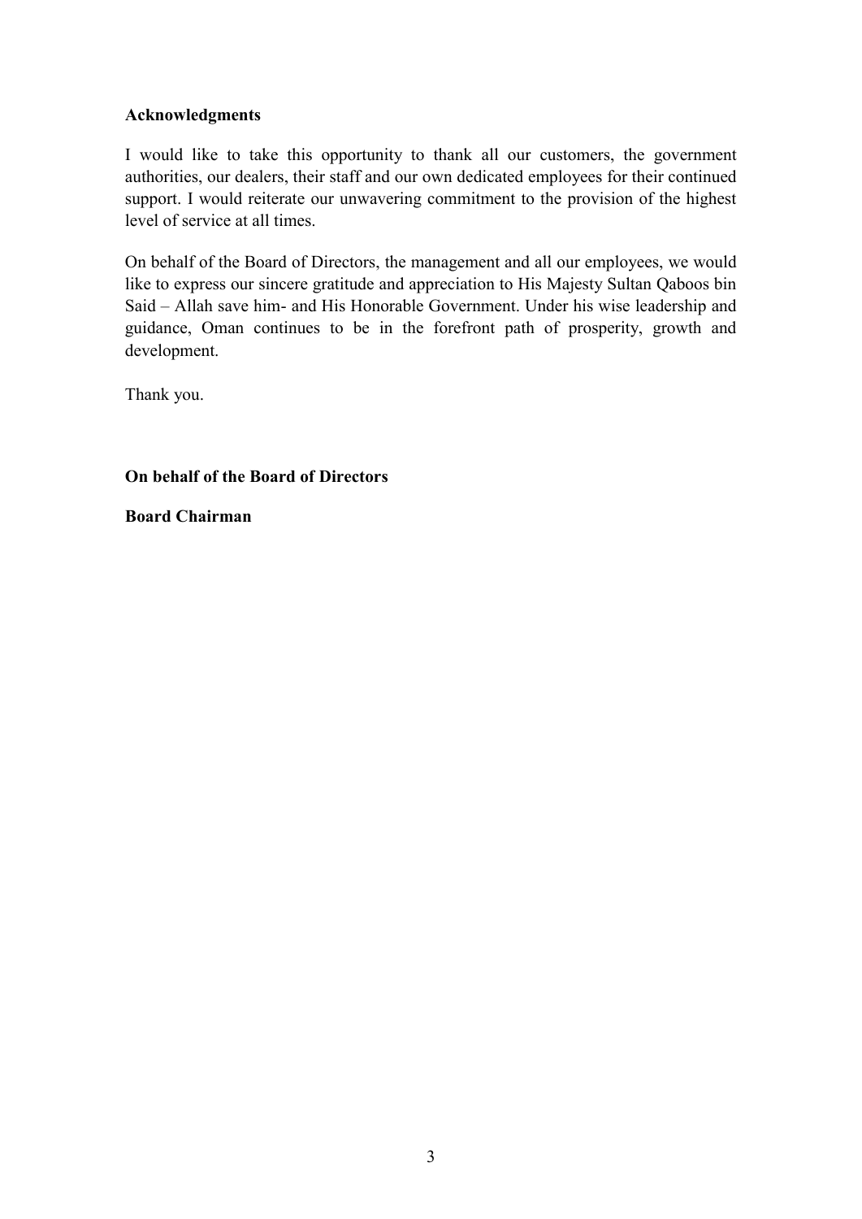**Acknowledgments**

I would like to take this opportunity to thank all our customers, the government authorities, our dealers, their staff and our own dedicated employees for their continued support. I would reiterate our unwavering commitment to the provision of the highest level of service at all times.

On behalf of the Board of Directors, the management and all our employees, we would like to express our sincere gratitude and appreciation to His Majesty Sultan Qaboos bin Said – Allah save him- and His Honorable Government. Under his wise leadership and guidance, Oman continues to be in the forefront path of prosperity, growth and development.

Thank you.

**On behalf of the Board of Directors**

**Board Chairman**